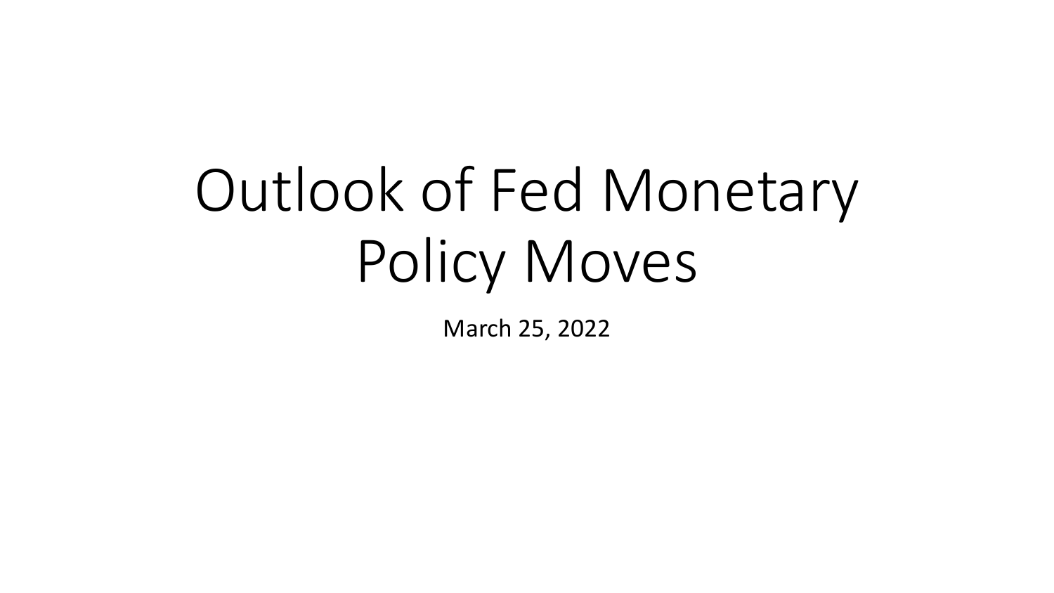# Outlook of Fed Monetary Policy Moves

March 25, 2022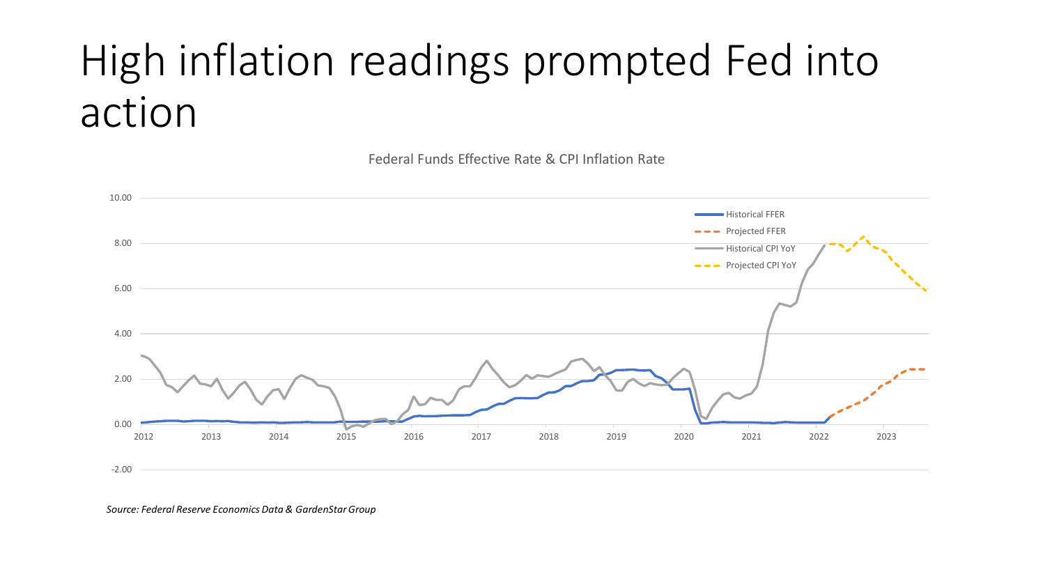# High inflation readings prompted Fed into action

Federal Funds Effective Rate & CPI Inflation Rate

- Historical FFER
- Projected FFER
- Historical CPI YoY
- Projected CPI YoY

*Source: Federal Reserve Economics Data & GardenStar Group*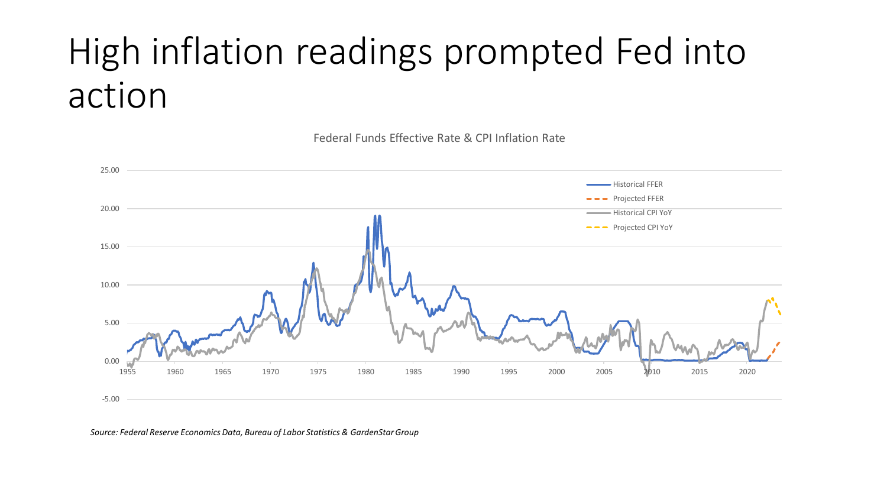# High inflation readings prompted Fed into action

Federal Funds Effective Rate & CPI Inflation Rate

*Source: Federal Reserve Economics Data, Bureau of Labor Statistics & GardenStar Group*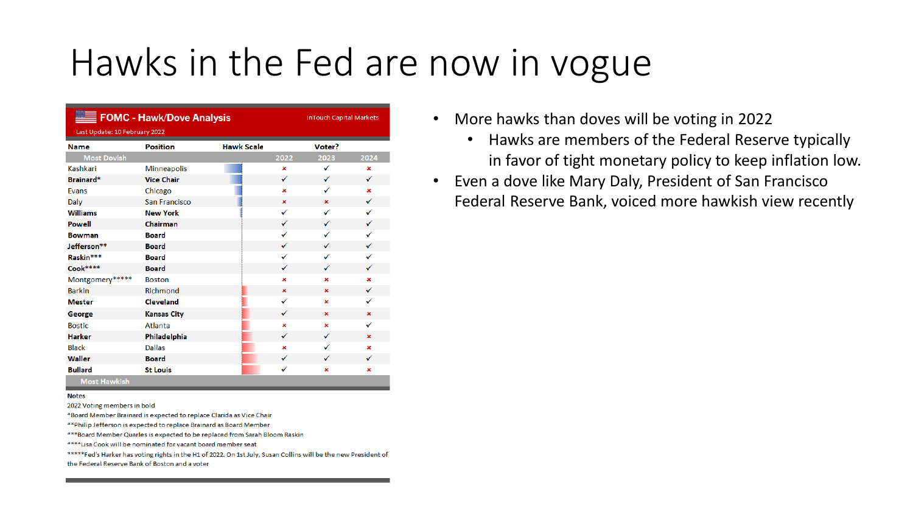# Hawks in the Fed are now in vogue

**FOMC - Hawk/Dove Analysis** — InTouch Capital Markets

Last Update: 10 February 2022

| Name | Position | Hawk Scale | Voter? 2022 | 2023 | 2024 |
|---|---|---|---|---|---|
| **Most Dovish** | | | | | |
| Kashkari | Minneapolis | | × | ✓ | × |
| **Brainard*** | **Vice Chair** | | ✓ | ✓ | ✓ |
| Evans | Chicago | | × | ✓ | × |
| Daly | San Francisco | | × | × | ✓ |
| **Williams** | **New York** | | ✓ | ✓ | ✓ |
| **Powell** | **Chairman** | | ✓ | ✓ | ✓ |
| **Bowman** | **Board** | | ✓ | ✓ | ✓ |
| **Jefferson**** | **Board** | | ✓ | ✓ | ✓ |
| **Raskin***** | **Board** | | ✓ | ✓ | ✓ |
| **Cook****** | **Board** | | ✓ | ✓ | ✓ |
| Montgomery***** | Boston | | × | × | × |
| Barkin | Richmond | | × | × | ✓ |
| **Mester** | **Cleveland** | | ✓ | × | ✓ |
| **George** | **Kansas City** | | ✓ | × | × |
| Bostic | Atlanta | | × | × | ✓ |
| **Harker** | **Philadelphia** | | ✓ | ✓ | × |
| Black | Dallas | | × | ✓ | × |
| **Waller** | **Board** | | ✓ | ✓ | ✓ |
| **Bullard** | **St Louis** | | ✓ | × | × |
| **Most Hawkish** | | | | | |

**Notes**

2022 Voting members in bold

*Board Member Brainard is expected to replace Clarida as Vice Chair

**Philip Jefferson is expected to replace Brainard as Board Member

***Board Member Quarles is expected to be replaced from Sarah Bloom Raskin

****Lisa Cook will be nominated for vacant board member seat

*****Fed's Harker has voting rights in the H1 of 2022. On 1st July, Susan Collins will be the new President of the Federal Reserve Bank of Boston and a voter

- More hawks than doves will be voting in 2022
  - Hawks are members of the Federal Reserve typically in favor of tight monetary policy to keep inflation low.
- Even a dove like Mary Daly, President of San Francisco Federal Reserve Bank, voiced more hawkish view recently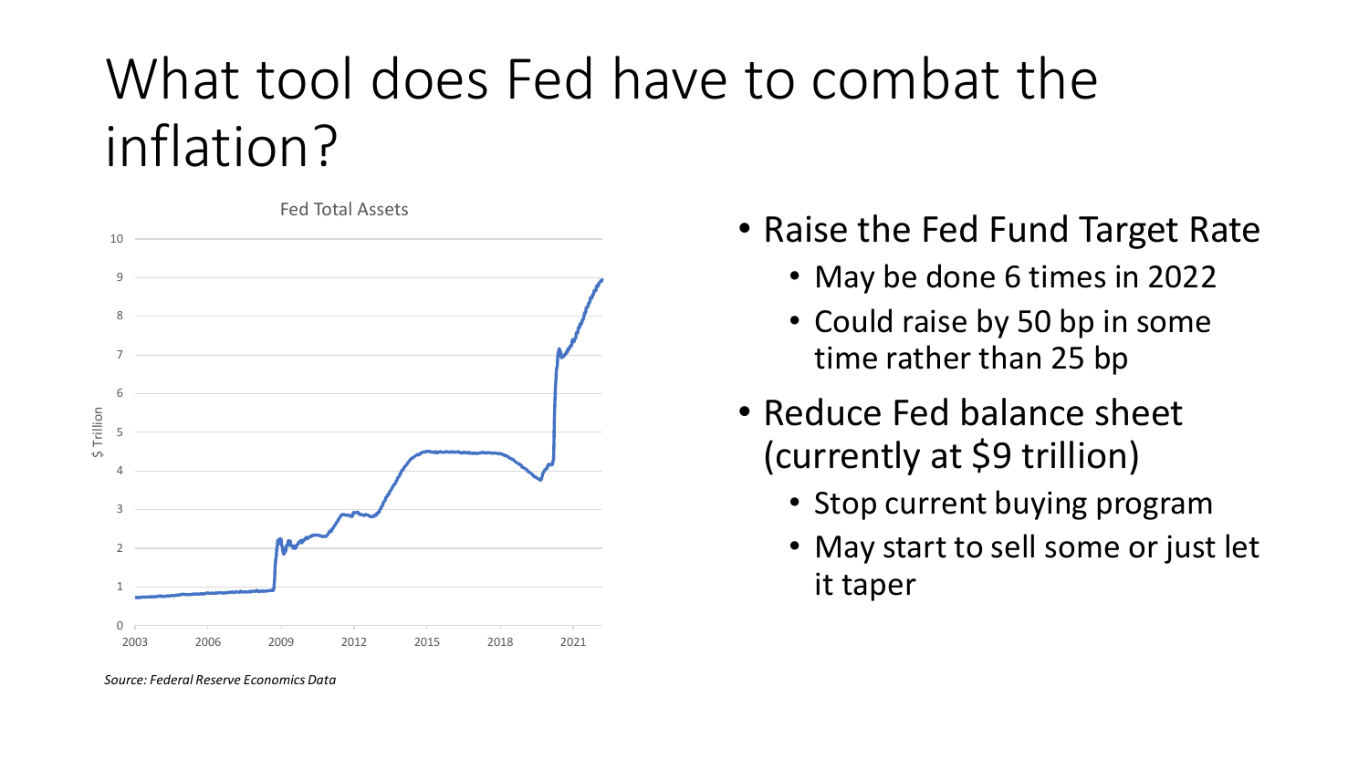# What tool does Fed have to combat the inflation?

Fed Total Assets

*Source: Federal Reserve Economics Data*

- Raise the Fed Fund Target Rate
  - May be done 6 times in 2022
  - Could raise by 50 bp in some time rather than 25 bp
- Reduce Fed balance sheet (currently at $9 trillion)
  - Stop current buying program
  - May start to sell some or just let it taper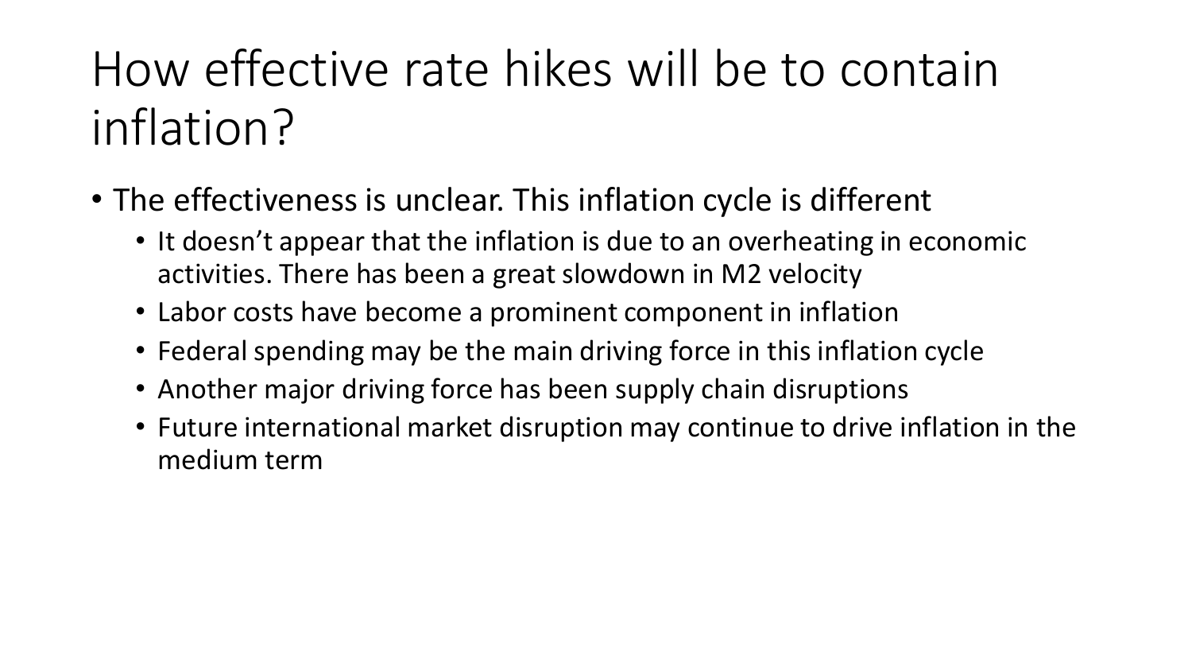# How effective rate hikes will be to contain inflation?

- The effectiveness is unclear. This inflation cycle is different
  - It doesn't appear that the inflation is due to an overheating in economic activities. There has been a great slowdown in M2 velocity
  - Labor costs have become a prominent component in inflation
  - Federal spending may be the main driving force in this inflation cycle
  - Another major driving force has been supply chain disruptions
  - Future international market disruption may continue to drive inflation in the medium term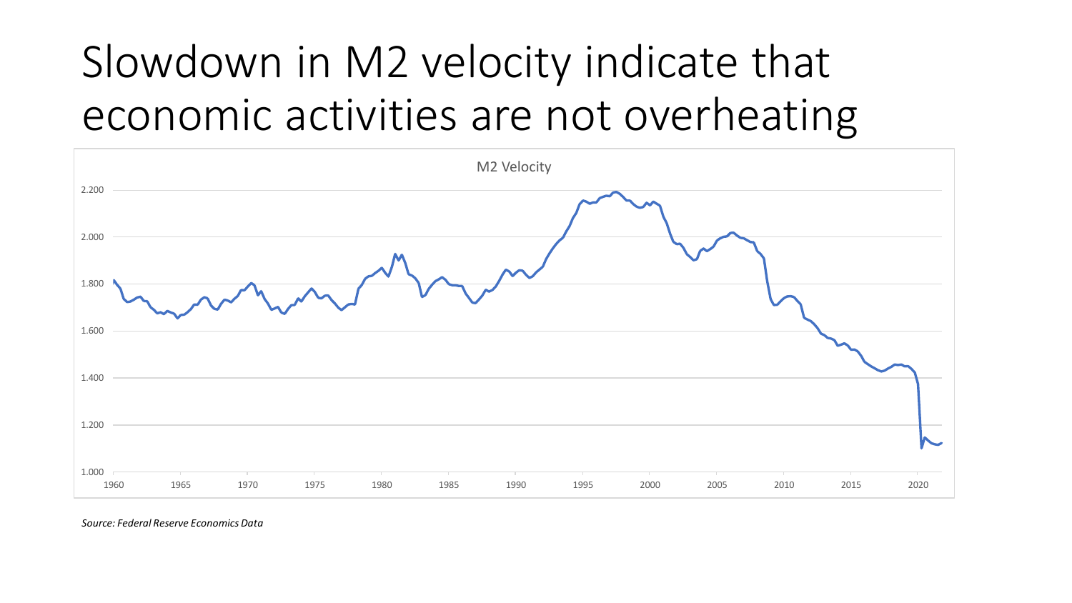# Slowdown in M2 velocity indicate that economic activities are not overheating

M2 Velocity

*Source: Federal Reserve Economics Data*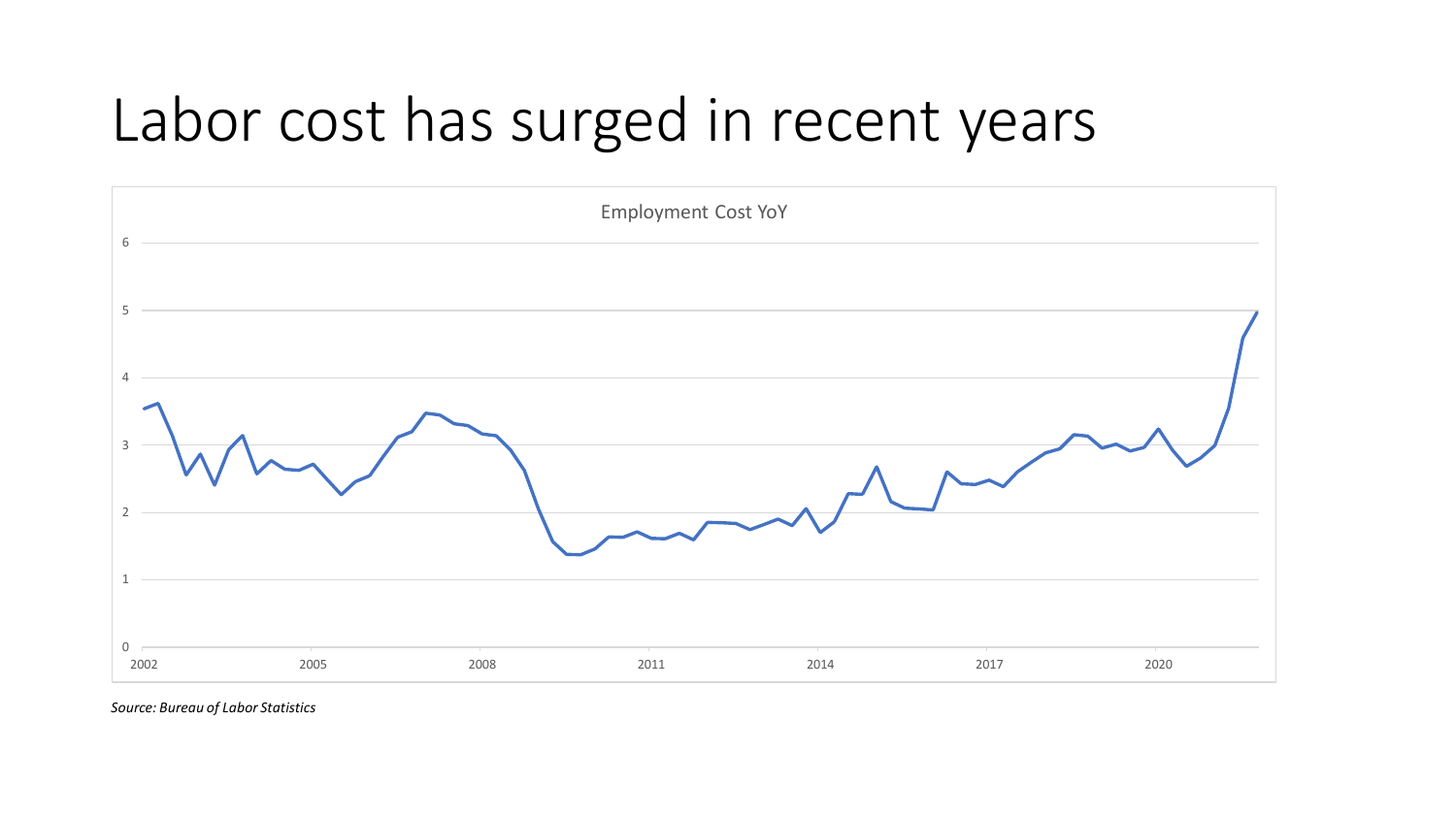# Labor cost has surged in recent years

Employment Cost YoY

*Source: Bureau of Labor Statistics*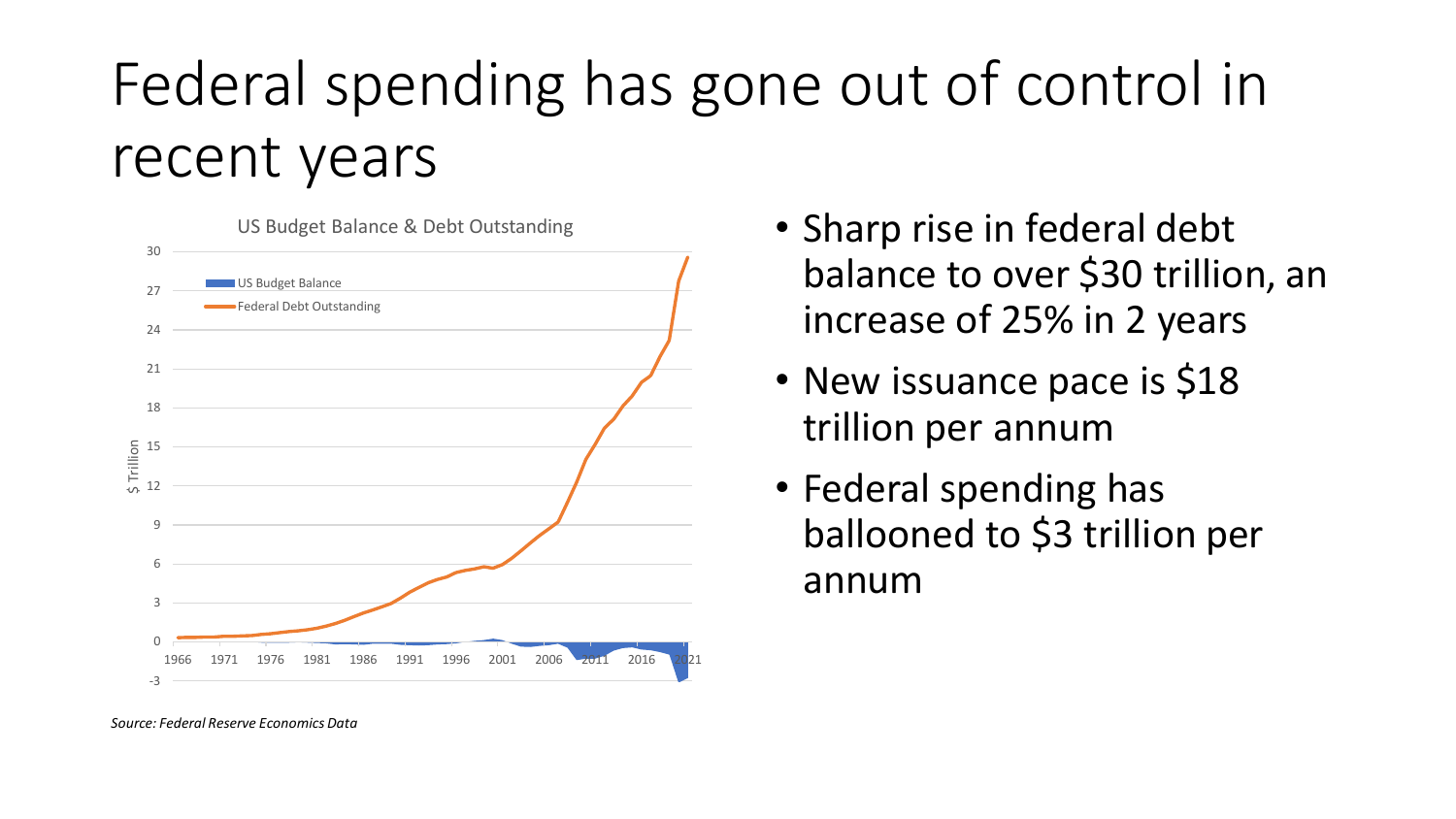# Federal spending has gone out of control in recent years

US Budget Balance & Debt Outstanding

- Sharp rise in federal debt balance to over $30 trillion, an increase of 25% in 2 years
- New issuance pace is $18 trillion per annum
- Federal spending has ballooned to $3 trillion per annum

*Source: Federal Reserve Economics Data*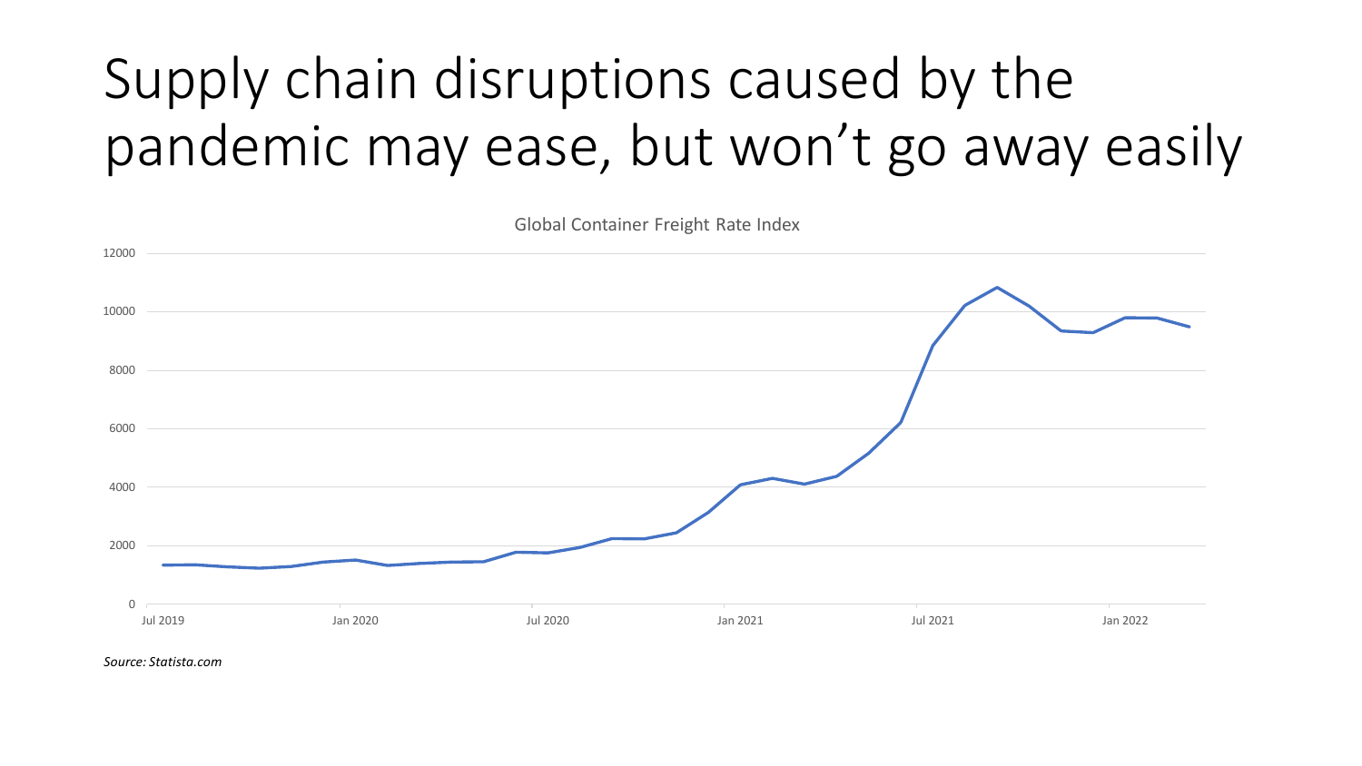# Supply chain disruptions caused by the pandemic may ease, but won't go away easily

Global Container Freight Rate Index

*Source: Statista.com*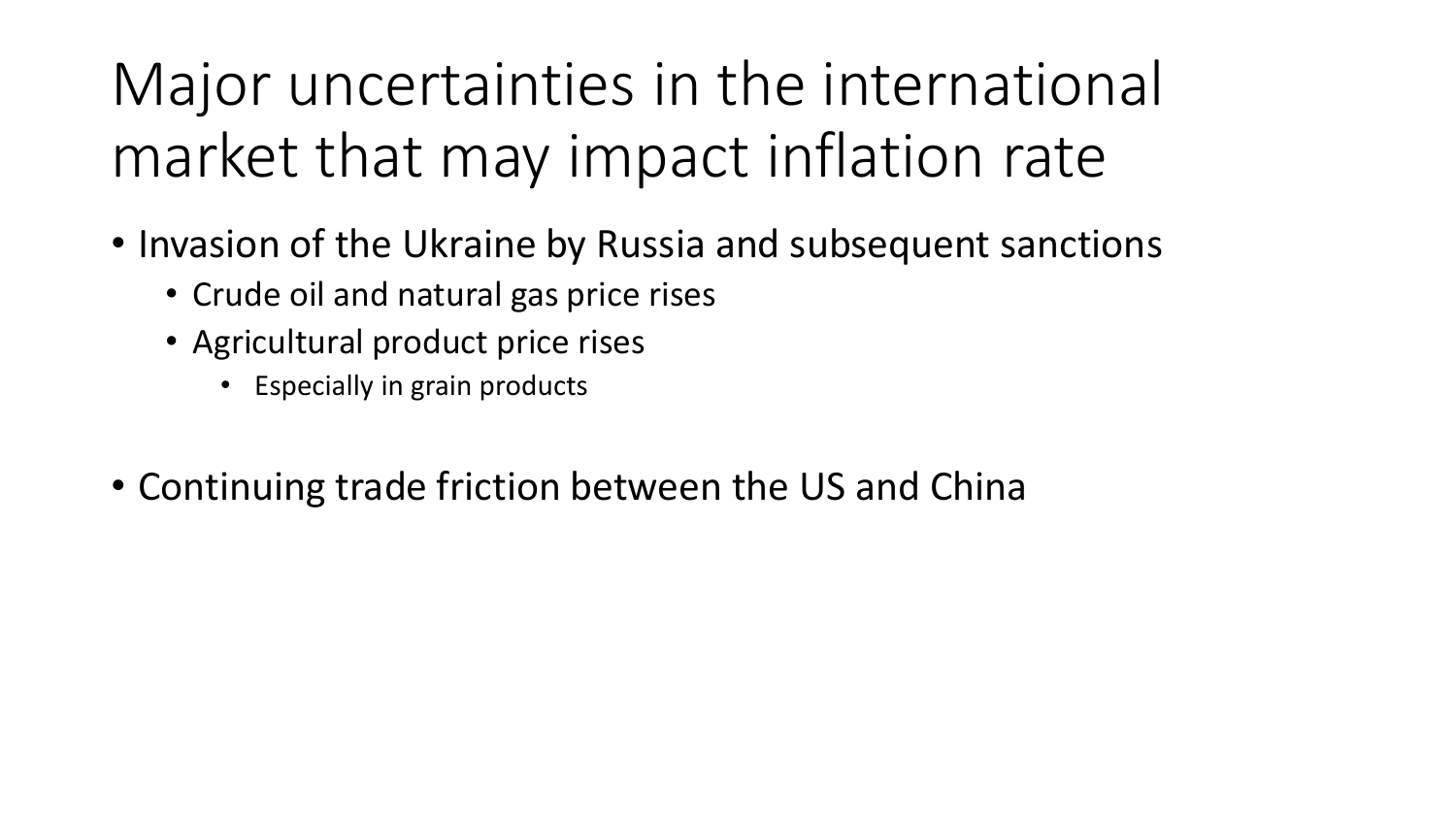# Major uncertainties in the international market that may impact inflation rate

- Invasion of the Ukraine by Russia and subsequent sanctions
  - Crude oil and natural gas price rises
  - Agricultural product price rises
    - Especially in grain products
- Continuing trade friction between the US and China